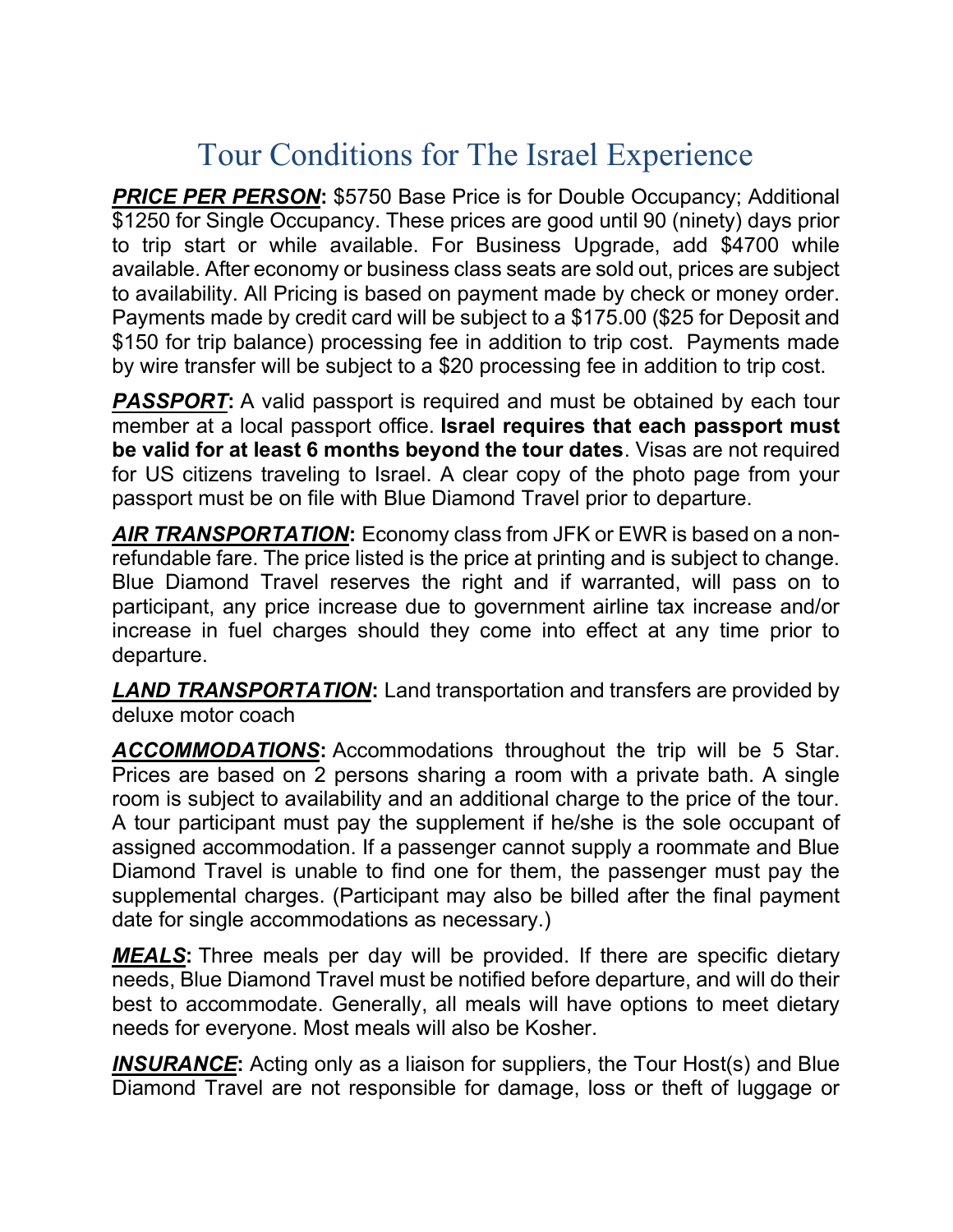# Tour Conditions for The Israel Experience

***PRICE PER PERSON*****:** $5750 Base Price is for Double Occupancy; Additional $1250 for Single Occupancy. These prices are good until 90 (ninety) days prior to trip start or while available. For Business Upgrade, add $4700 while available. After economy or business class seats are sold out, prices are subject to availability. All Pricing is based on payment made by check or money order. Payments made by credit card will be subject to a $175.00 ($25 for Deposit and $150 for trip balance) processing fee in addition to trip cost. Payments made by wire transfer will be subject to a $20 processing fee in addition to trip cost.

***PASSPORT*****:** A valid passport is required and must be obtained by each tour member at a local passport office. **Israel requires that each passport must be valid for at least 6 months beyond the tour dates**. Visas are not required for US citizens traveling to Israel. A clear copy of the photo page from your passport must be on file with Blue Diamond Travel prior to departure.

***AIR TRANSPORTATION*****:** Economy class from JFK or EWR is based on a non-refundable fare. The price listed is the price at printing and is subject to change. Blue Diamond Travel reserves the right and if warranted, will pass on to participant, any price increase due to government airline tax increase and/or increase in fuel charges should they come into effect at any time prior to departure.

***LAND TRANSPORTATION*****:** Land transportation and transfers are provided by deluxe motor coach

***ACCOMMODATIONS*****:** Accommodations throughout the trip will be 5 Star. Prices are based on 2 persons sharing a room with a private bath. A single room is subject to availability and an additional charge to the price of the tour. A tour participant must pay the supplement if he/she is the sole occupant of assigned accommodation. If a passenger cannot supply a roommate and Blue Diamond Travel is unable to find one for them, the passenger must pay the supplemental charges. (Participant may also be billed after the final payment date for single accommodations as necessary.)

***MEALS*****:** Three meals per day will be provided. If there are specific dietary needs, Blue Diamond Travel must be notified before departure, and will do their best to accommodate. Generally, all meals will have options to meet dietary needs for everyone. Most meals will also be Kosher.

***INSURANCE*****:** Acting only as a liaison for suppliers, the Tour Host(s) and Blue Diamond Travel are not responsible for damage, loss or theft of luggage or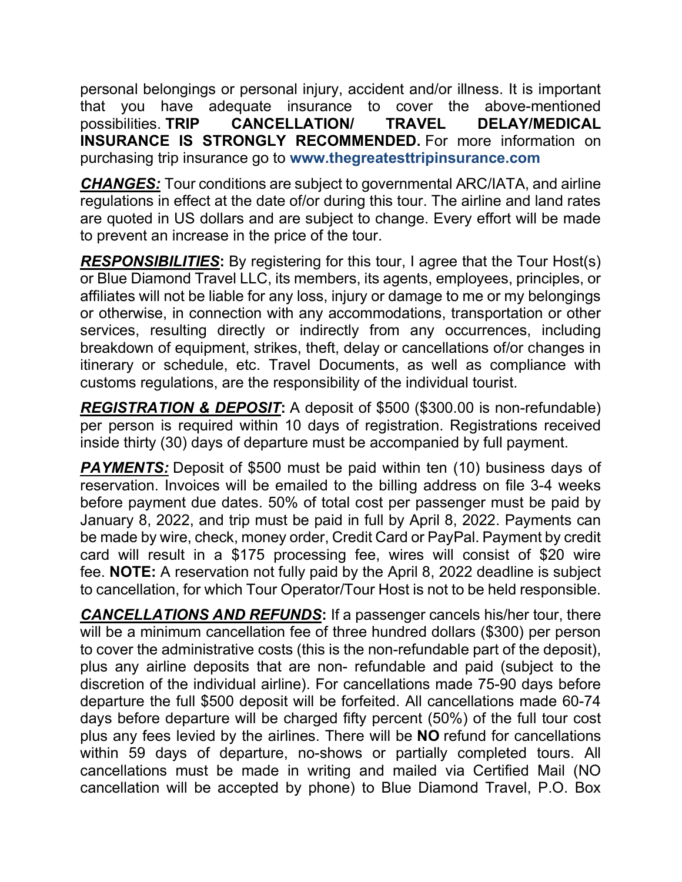personal belongings or personal injury, accident and/or illness. It is important that you have adequate insurance to cover the above-mentioned possibilities. **TRIP CANCELLATION/ TRAVEL DELAY/MEDICAL INSURANCE IS STRONGLY RECOMMENDED.** For more information on purchasing trip insurance go to **www.thegreatesttripinsurance.com**

***CHANGES:*** Tour conditions are subject to governmental ARC/IATA, and airline regulations in effect at the date of/or during this tour. The airline and land rates are quoted in US dollars and are subject to change. Every effort will be made to prevent an increase in the price of the tour.

***RESPONSIBILITIES*:** By registering for this tour, I agree that the Tour Host(s) or Blue Diamond Travel LLC, its members, its agents, employees, principles, or affiliates will not be liable for any loss, injury or damage to me or my belongings or otherwise, in connection with any accommodations, transportation or other services, resulting directly or indirectly from any occurrences, including breakdown of equipment, strikes, theft, delay or cancellations of/or changes in itinerary or schedule, etc. Travel Documents, as well as compliance with customs regulations, are the responsibility of the individual tourist.

***REGISTRATION & DEPOSIT*:** A deposit of $500 ($300.00 is non-refundable) per person is required within 10 days of registration. Registrations received inside thirty (30) days of departure must be accompanied by full payment.

***PAYMENTS:*** Deposit of $500 must be paid within ten (10) business days of reservation. Invoices will be emailed to the billing address on file 3-4 weeks before payment due dates. 50% of total cost per passenger must be paid by January 8, 2022, and trip must be paid in full by April 8, 2022. Payments can be made by wire, check, money order, Credit Card or PayPal. Payment by credit card will result in a $175 processing fee, wires will consist of $20 wire fee. **NOTE:** A reservation not fully paid by the April 8, 2022 deadline is subject to cancellation, for which Tour Operator/Tour Host is not to be held responsible.

***CANCELLATIONS AND REFUNDS*:** If a passenger cancels his/her tour, there will be a minimum cancellation fee of three hundred dollars ($300) per person to cover the administrative costs (this is the non-refundable part of the deposit), plus any airline deposits that are non- refundable and paid (subject to the discretion of the individual airline). For cancellations made 75-90 days before departure the full $500 deposit will be forfeited. All cancellations made 60-74 days before departure will be charged fifty percent (50%) of the full tour cost plus any fees levied by the airlines. There will be **NO** refund for cancellations within 59 days of departure, no-shows or partially completed tours. All cancellations must be made in writing and mailed via Certified Mail (NO cancellation will be accepted by phone) to Blue Diamond Travel, P.O. Box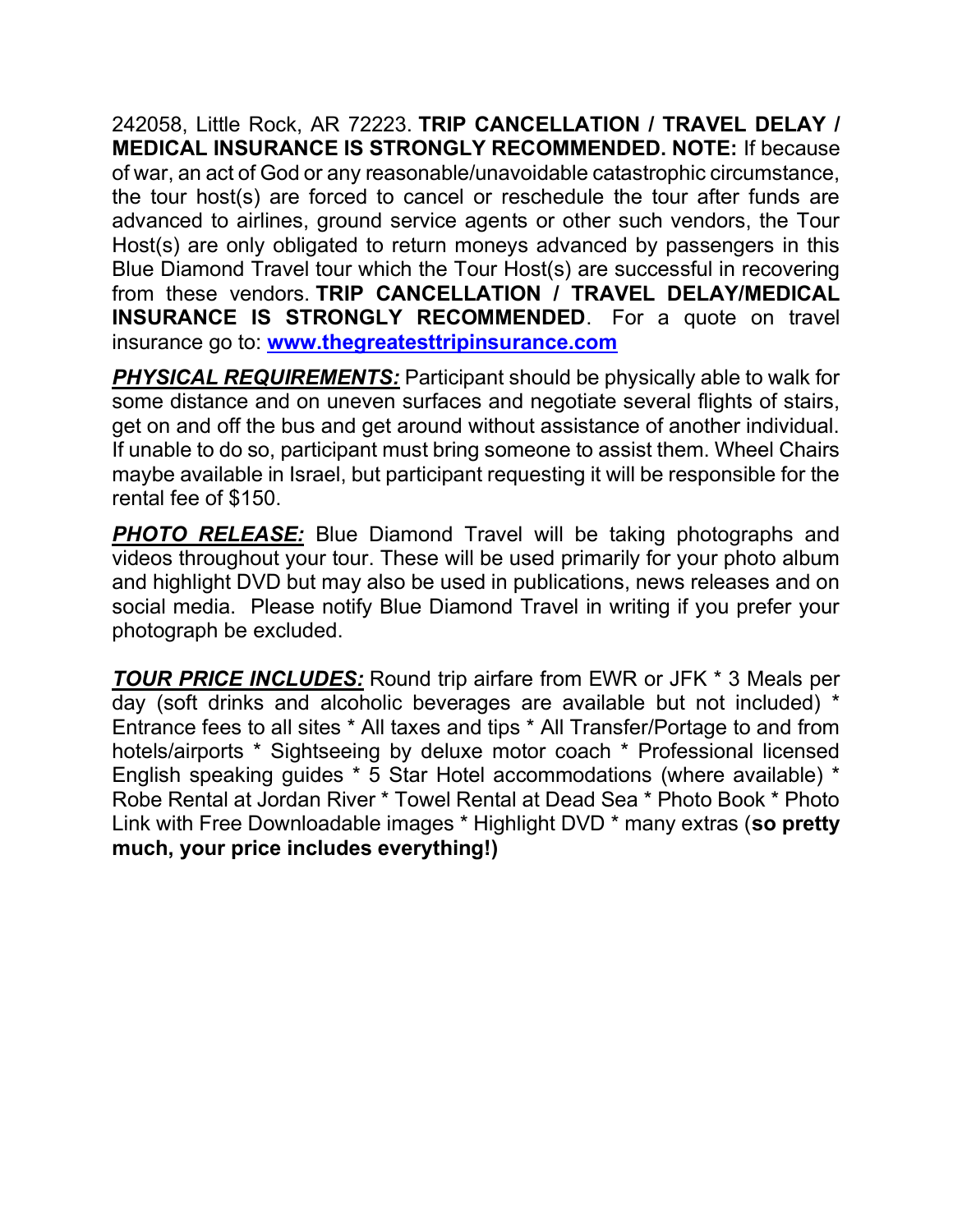242058, Little Rock, AR 72223. **TRIP CANCELLATION / TRAVEL DELAY / MEDICAL INSURANCE IS STRONGLY RECOMMENDED. NOTE:** If because of war, an act of God or any reasonable/unavoidable catastrophic circumstance, the tour host(s) are forced to cancel or reschedule the tour after funds are advanced to airlines, ground service agents or other such vendors, the Tour Host(s) are only obligated to return moneys advanced by passengers in this Blue Diamond Travel tour which the Tour Host(s) are successful in recovering from these vendors. **TRIP CANCELLATION / TRAVEL DELAY/MEDICAL INSURANCE IS STRONGLY RECOMMENDED**. For a quote on travel insurance go to: **www.thegreatesttripinsurance.com**

***PHYSICAL REQUIREMENTS:*** Participant should be physically able to walk for some distance and on uneven surfaces and negotiate several flights of stairs, get on and off the bus and get around without assistance of another individual. If unable to do so, participant must bring someone to assist them. Wheel Chairs maybe available in Israel, but participant requesting it will be responsible for the rental fee of $150.

***PHOTO RELEASE:*** Blue Diamond Travel will be taking photographs and videos throughout your tour. These will be used primarily for your photo album and highlight DVD but may also be used in publications, news releases and on social media. Please notify Blue Diamond Travel in writing if you prefer your photograph be excluded.

***TOUR PRICE INCLUDES:*** Round trip airfare from EWR or JFK * 3 Meals per day (soft drinks and alcoholic beverages are available but not included) * Entrance fees to all sites * All taxes and tips * All Transfer/Portage to and from hotels/airports * Sightseeing by deluxe motor coach * Professional licensed English speaking guides * 5 Star Hotel accommodations (where available) * Robe Rental at Jordan River * Towel Rental at Dead Sea * Photo Book * Photo Link with Free Downloadable images * Highlight DVD * many extras (**so pretty much, your price includes everything!)**